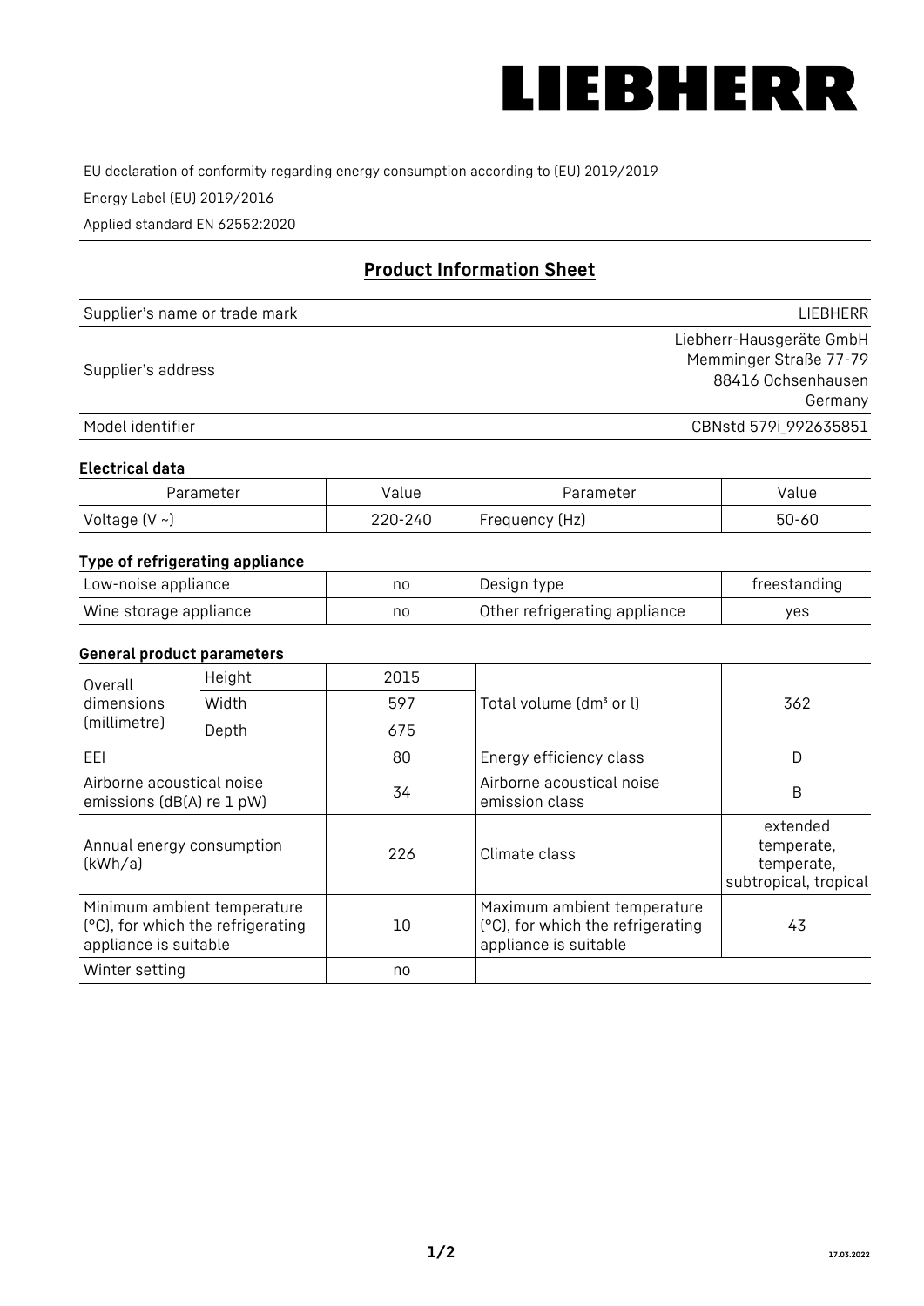LIEBHERR

EU declaration of conformity regarding energy consumption according to (EU) 2019/2019

Energy Label (EU) 2019/2016

Applied standard EN 62552:2020

## Product Information Sheet

| | |
|---|---|
| Supplier's name or trade mark | LIEBHERR |
| Supplier's address | Liebherr-Hausgeräte GmbH<br>Memminger Straße 77-79<br>88416 Ochsenhausen<br>Germany |
| Model identifier | CBNstd 579i_992635851 |

### Electrical data

| Parameter | Value | Parameter | Value |
|---|---|---|---|
| Voltage (V ~) | 220-240 | Frequency (Hz) | 50-60 |

### Type of refrigerating appliance

| | | | |
|---|---|---|---|
| Low-noise appliance | no | Design type | freestanding |
| Wine storage appliance | no | Other refrigerating appliance | yes |

### General product parameters

| | | | | |
|---|---|---|---|---|
| Overall dimensions (millimetre) | Height | 2015 | Total volume (dm³ or l) | 362 |
| | Width | 597 | | |
| | Depth | 675 | | |
| EEI | | 80 | Energy efficiency class | D |
| Airborne acoustical noise emissions (dB(A) re 1 pW) | | 34 | Airborne acoustical noise emission class | B |
| Annual energy consumption (kWh/a) | | 226 | Climate class | extended temperate, temperate, subtropical, tropical |
| Minimum ambient temperature (°C), for which the refrigerating appliance is suitable | | 10 | Maximum ambient temperature (°C), for which the refrigerating appliance is suitable | 43 |
| Winter setting | | no | | |

17.03.2022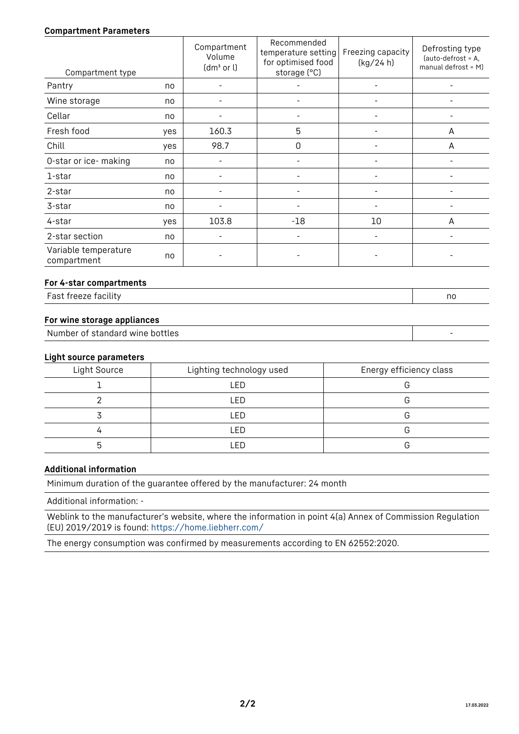**Compartment Parameters**

| Compartment type | | Compartment Volume (dm³ or l) | Recommended temperature setting for optimised food storage (°C) | Freezing capacity (kg/24 h) | Defrosting type (auto-defrost = A, manual defrost = M) |
|---|---|---|---|---|---|
| Pantry | no | - | - | - | - |
| Wine storage | no | - | - | - | - |
| Cellar | no | - | - | - | - |
| Fresh food | yes | 160.3 | 5 | - | A |
| Chill | yes | 98.7 | 0 | - | A |
| 0-star or ice- making | no | - | - | - | - |
| 1-star | no | - | - | - | - |
| 2-star | no | - | - | - | - |
| 3-star | no | - | - | - | - |
| 4-star | yes | 103.8 | -18 | 10 | A |
| 2-star section | no | - | - | - | - |
| Variable temperature compartment | no | - | - | - | - |

**For 4-star compartments**

| | |
|---|---|
| Fast freeze facility | no |

**For wine storage appliances**

| | |
|---|---|
| Number of standard wine bottles | - |

**Light source parameters**

| Light Source | Lighting technology used | Energy efficiency class |
|---|---|---|
| 1 | LED | G |
| 2 | LED | G |
| 3 | LED | G |
| 4 | LED | G |
| 5 | LED | G |

**Additional information**

Minimum duration of the guarantee offered by the manufacturer: 24 month

Additional information: -

Weblink to the manufacturer's website, where the information in point 4(a) Annex of Commission Regulation (EU) 2019/2019 is found: https://home.liebherr.com/

The energy consumption was confirmed by measurements according to EN 62552:2020.

17.03.2022